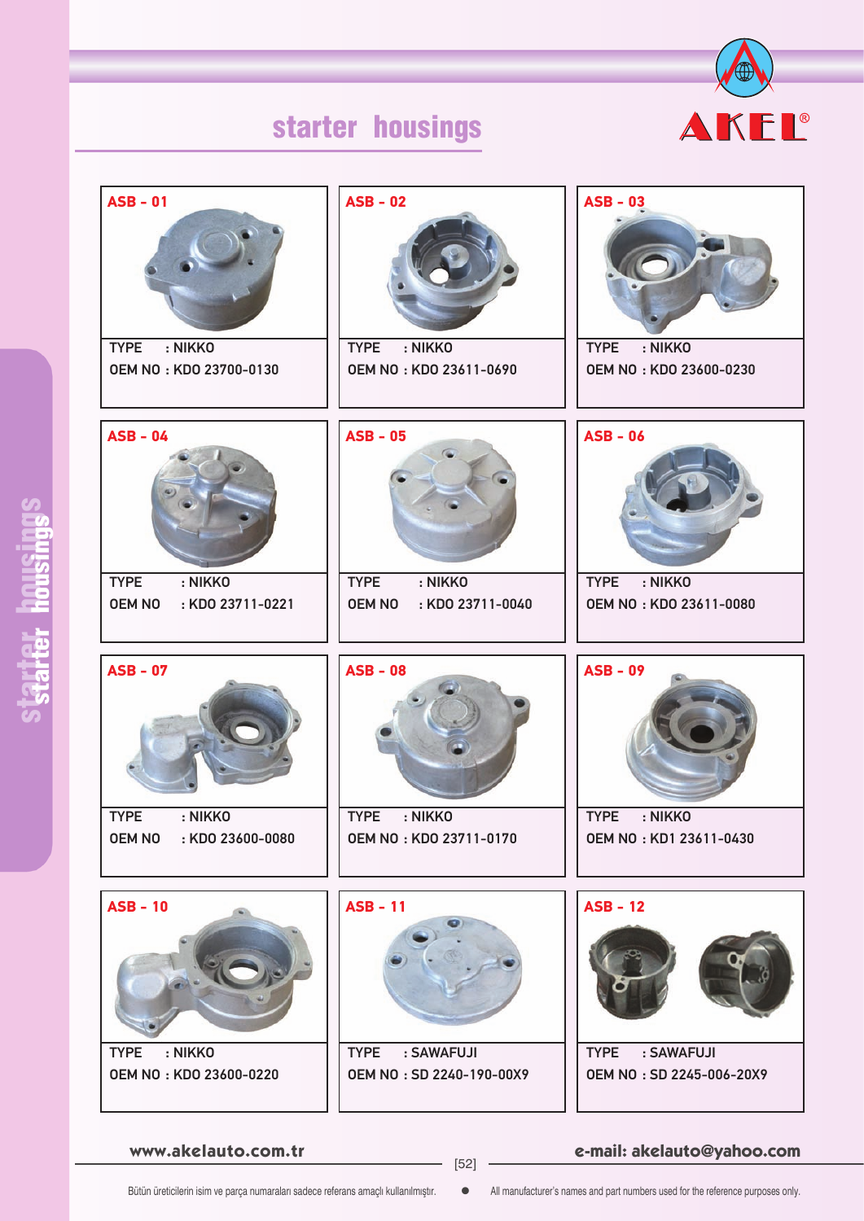# starter housings

AKEL®

| Part | TYPE | OEM NO |
| --- | --- | --- |
| ASB - 01 | NIKKO | KDO 23700-0130 |
| ASB - 02 | NIKKO | KDO 23611-0690 |
| ASB - 03 | NIKKO | KDO 23600-0230 |
| ASB - 04 | NIKKO | KDO 23711-0221 |
| ASB - 05 | NIKKO | KDO 23711-0040 |
| ASB - 06 | NIKKO | KDO 23611-0080 |
| ASB - 07 | NIKKO | KDO 23600-0080 |
| ASB - 08 | NIKKO | KDO 23711-0170 |
| ASB - 09 | NIKKO | KD1 23611-0430 |
| ASB - 10 | NIKKO | KDO 23600-0220 |
| ASB - 11 | SAWAFUJI | SD 2240-190-00X9 |
| ASB - 12 | SAWAFUJI | SD 2245-006-20X9 |

www.akelauto.com.tr

e-mail: akelauto@yahoo.com

Bütün üreticilerin isim ve parça numaraları sadece referans amaçlı kullanılmıştır.

All manufacturer's names and part numbers used for the reference purposes only.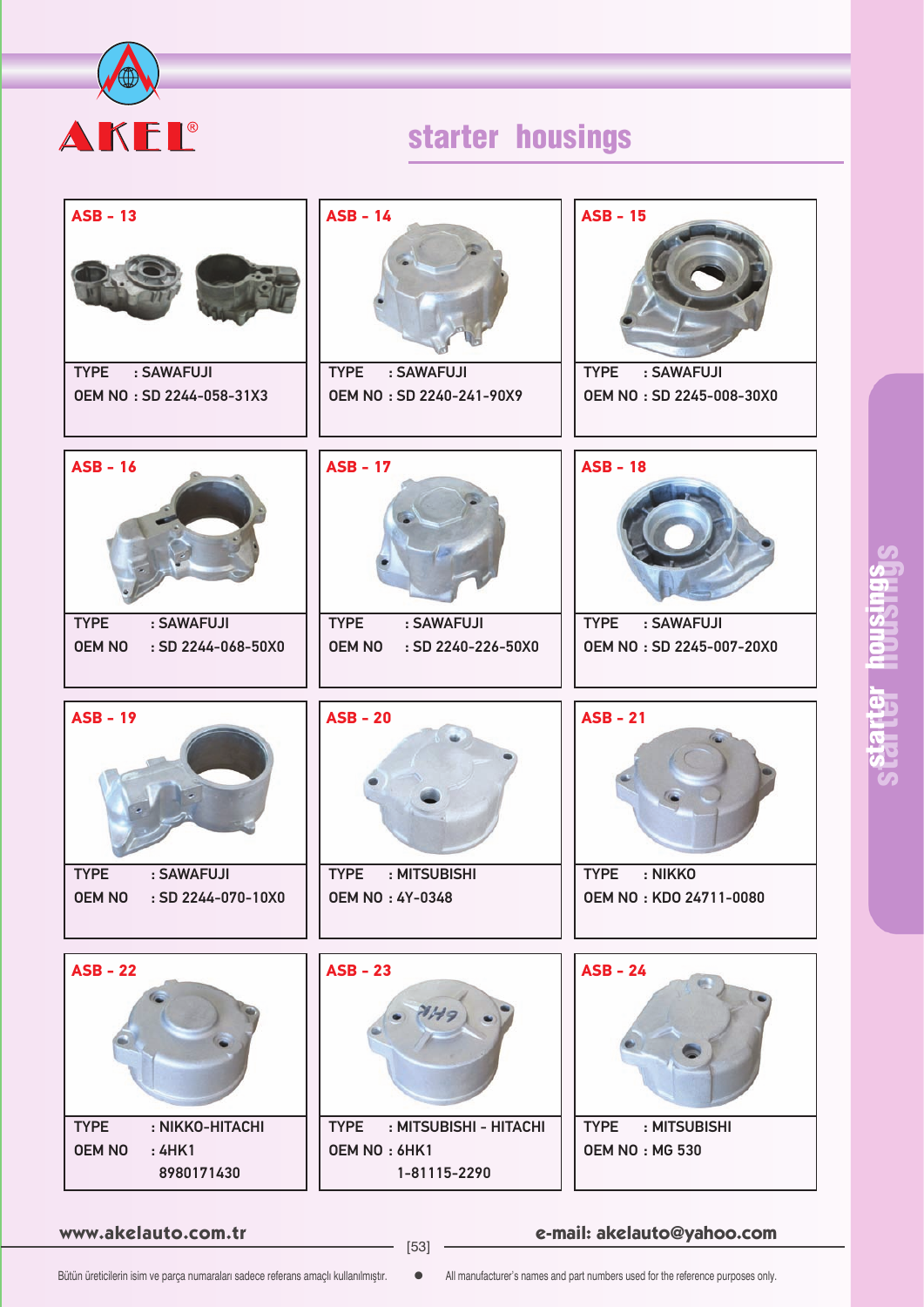# AKEL®

## starter housings

### ASB - 13

TYPE : SAWAFUJI
OEM NO : SD 2244-058-31X3

### ASB - 14

TYPE : SAWAFUJI
OEM NO : SD 2240-241-90X9

### ASB - 15

TYPE : SAWAFUJI
OEM NO : SD 2245-008-30X0

### ASB - 16

TYPE : SAWAFUJI
OEM NO : SD 2244-068-50X0

### ASB - 17

TYPE : SAWAFUJI
OEM NO : SD 2240-226-50X0

### ASB - 18

TYPE : SAWAFUJI
OEM NO : SD 2245-007-20X0

### ASB - 19

TYPE : SAWAFUJI
OEM NO : SD 2244-070-10X0

### ASB - 20

TYPE : MITSUBISHI
OEM NO : 4Y-0348

### ASB - 21

TYPE : NIKKO
OEM NO : KDO 24711-0080

### ASB - 22

TYPE : NIKKO-HITACHI
OEM NO : 4HK1
8980171430

### ASB - 23

TYPE : MITSUBISHI - HITACHI
OEM NO : 6HK1
1-81115-2290

### ASB - 24

TYPE : MITSUBISHI
OEM NO : MG 530

www.akelauto.com.tr

e-mail: akelauto@yahoo.com

Bütün üreticilerin isim ve parça numaraları sadece referans amaçlı kullanılmıştır. • All manufacturer's names and part numbers used for the reference purposes only.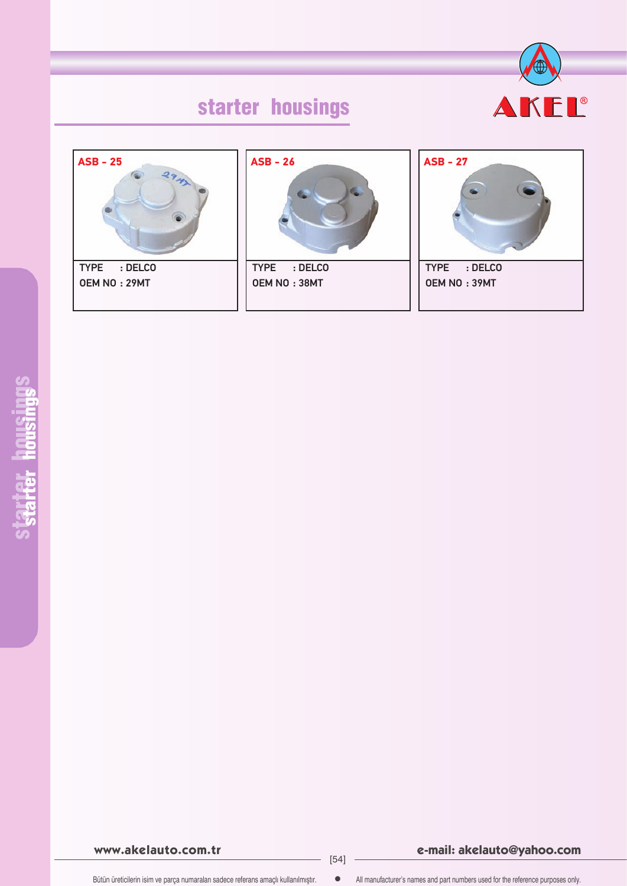# starter housings

## ASB - 25

**TYPE** : DELCO
**OEM NO** : 29MT

## ASB - 26

**TYPE** : DELCO
**OEM NO** : 38MT

## ASB - 27

**TYPE** : DELCO
**OEM NO** : 39MT

www.akelauto.com.tr

e-mail: akelauto@yahoo.com

Bütün üreticilerin isim ve parça numaraları sadece referans amaçlı kullanılmıştır.

All manufacturer's names and part numbers used for the reference purposes only.